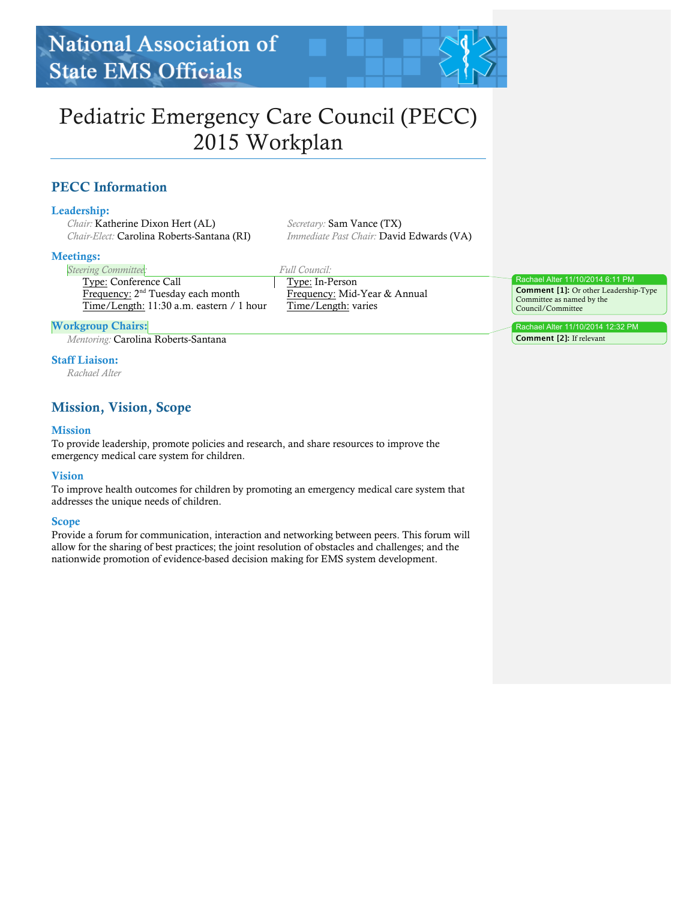National Association of State EMS Officials

# Pediatric Emergency Care Council (PECC) 2015 Workplan

## PECC Information

### Leadership:

*Chair:* Katherine Dixon Hert (AL)
*Chair-Elect:* Carolina Roberts-Santana (RI)
*Secretary:* Sam Vance (TX)
*Immediate Past Chair:* David Edwards (VA)

### Meetings:

*Steering Committee:*
Type: Conference Call
Frequency: 2nd Tuesday each month
Time/Length: 11:30 a.m. eastern / 1 hour

*Full Council:*
Type: In-Person
Frequency: Mid-Year & Annual
Time/Length: varies

### Workgroup Chairs:

*Mentoring:* Carolina Roberts-Santana

### Staff Liaison:

*Rachael Alter*

Rachael Alter 11/10/2014 6:11 PM
**Comment [1]:** Or other Leadership-Type Committee as named by the Council/Committee

Rachael Alter 11/10/2014 12:32 PM
**Comment [2]:** If relevant

## Mission, Vision, Scope

### Mission

To provide leadership, promote policies and research, and share resources to improve the emergency medical care system for children.

### Vision

To improve health outcomes for children by promoting an emergency medical care system that addresses the unique needs of children.

### Scope

Provide a forum for communication, interaction and networking between peers. This forum will allow for the sharing of best practices; the joint resolution of obstacles and challenges; and the nationwide promotion of evidence-based decision making for EMS system development.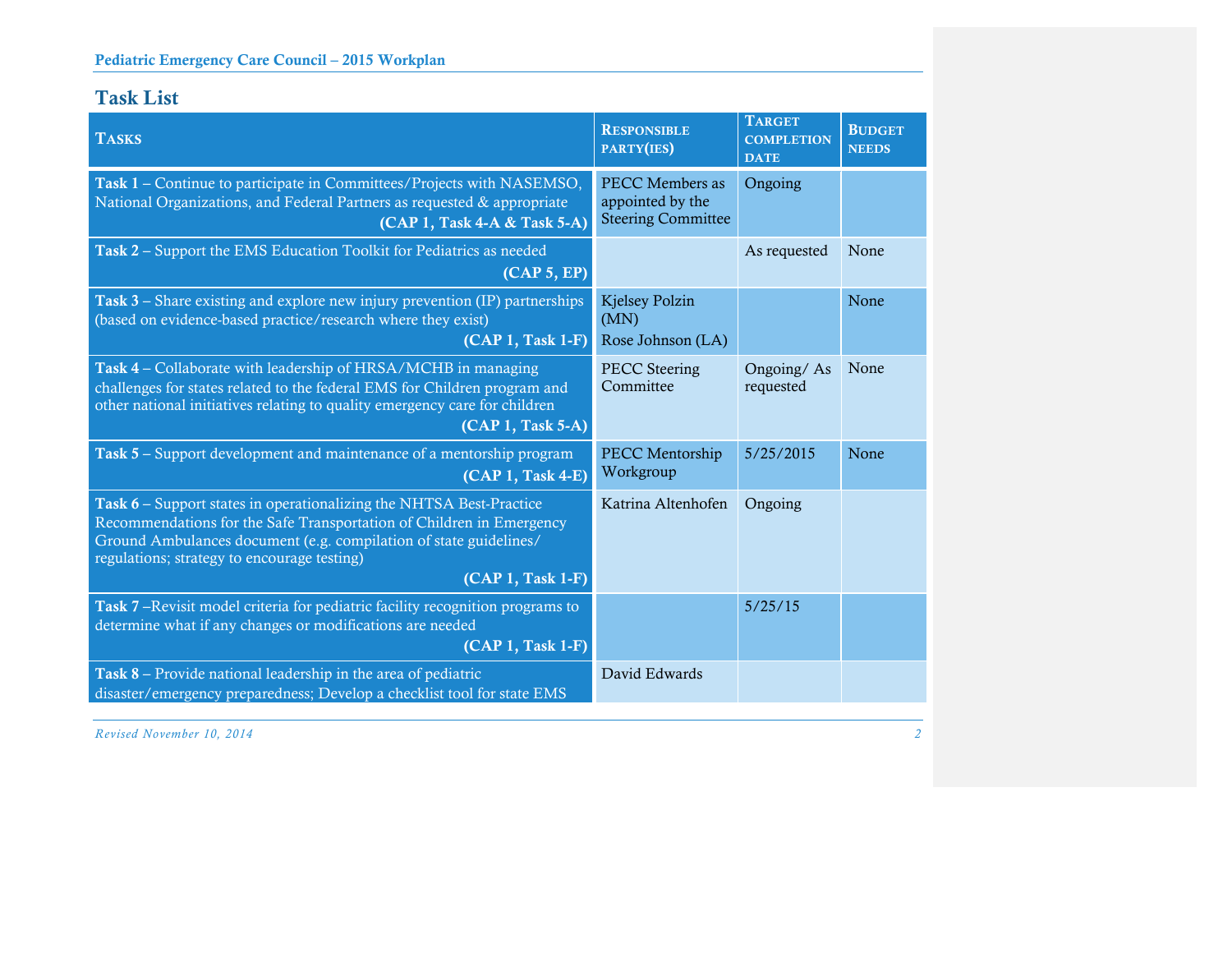## Task List

| Tasks | Responsible party(ies) | Target completion date | Budget needs |
|---|---|---|---|
| **Task 1** – Continue to participate in Committees/Projects with NASEMSO, National Organizations, and Federal Partners as requested & appropriate **(CAP 1, Task 4-A & Task 5-A)** | PECC Members as appointed by the Steering Committee | Ongoing | |
| **Task 2** – Support the EMS Education Toolkit for Pediatrics as needed **(CAP 5, EP)** | | As requested | None |
| **Task 3** – Share existing and explore new injury prevention (IP) partnerships (based on evidence-based practice/research where they exist) **(CAP 1, Task 1-F)** | Kjelsey Polzin (MN)<br>Rose Johnson (LA) | | None |
| **Task 4** – Collaborate with leadership of HRSA/MCHB in managing challenges for states related to the federal EMS for Children program and other national initiatives relating to quality emergency care for children **(CAP 1, Task 5-A)** | PECC Steering Committee | Ongoing/ As requested | None |
| **Task 5** – Support development and maintenance of a mentorship program **(CAP 1, Task 4-E)** | PECC Mentorship Workgroup | 5/25/2015 | None |
| **Task 6** – Support states in operationalizing the NHTSA Best-Practice Recommendations for the Safe Transportation of Children in Emergency Ground Ambulances document (e.g. compilation of state guidelines/ regulations; strategy to encourage testing) **(CAP 1, Task 1-F)** | Katrina Altenhofen | Ongoing | |
| **Task 7** –Revisit model criteria for pediatric facility recognition programs to determine what if any changes or modifications are needed **(CAP 1, Task 1-F)** | | 5/25/15 | |
| **Task 8** – Provide national leadership in the area of pediatric disaster/emergency preparedness; Develop a checklist tool for state EMS | David Edwards | | |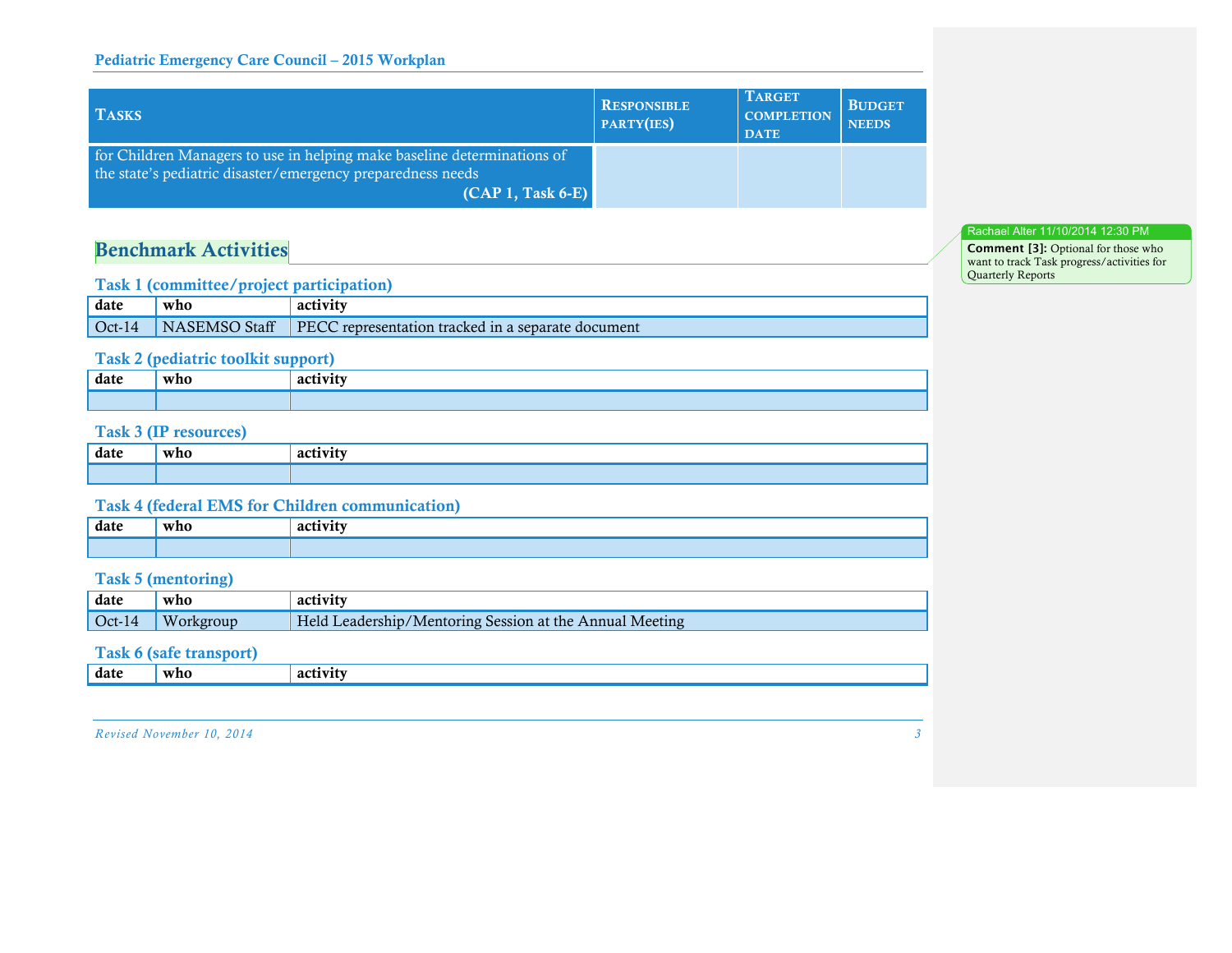| TASKS | RESPONSIBLE PARTY(IES) | TARGET COMPLETION DATE | BUDGET NEEDS |
|---|---|---|---|
| for Children Managers to use in helping make baseline determinations of the state's pediatric disaster/emergency preparedness needs **(CAP 1, Task 6-E)** | | | |

## Benchmark Activities

Rachael Alter 11/10/2014 12:30 PM
**Comment [3]:** Optional for those who want to track Task progress/activities for Quarterly Reports

### Task 1 (committee/project participation)

| date | who | activity |
|---|---|---|
| Oct-14 | NASEMSO Staff | PECC representation tracked in a separate document |

### Task 2 (pediatric toolkit support)

| date | who | activity |
|---|---|---|
| | | |

### Task 3 (IP resources)

| date | who | activity |
|---|---|---|
| | | |

### Task 4 (federal EMS for Children communication)

| date | who | activity |
|---|---|---|
| | | |

### Task 5 (mentoring)

| date | who | activity |
|---|---|---|
| Oct-14 | Workgroup | Held Leadership/Mentoring Session at the Annual Meeting |

### Task 6 (safe transport)

| date | who | activity |
|---|---|---|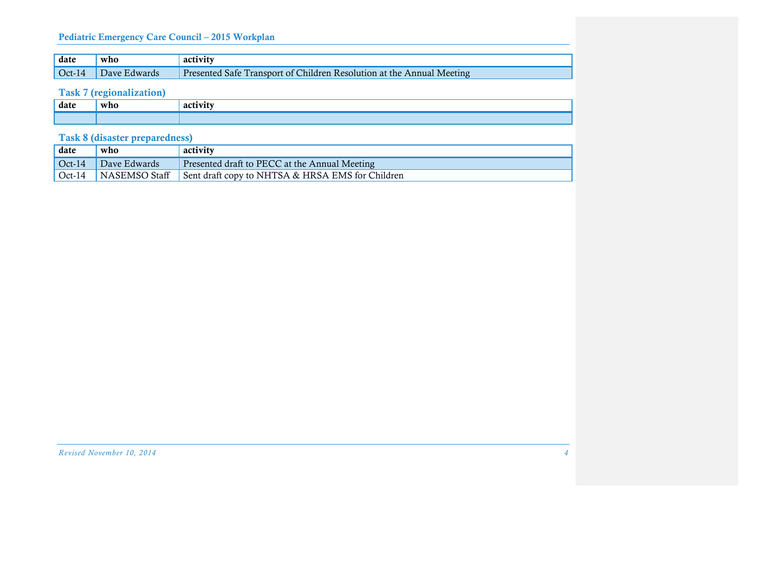| date | who | activity |
|---|---|---|
| Oct-14 | Dave Edwards | Presented Safe Transport of Children Resolution at the Annual Meeting |

### Task 7 (regionalization)

| date | who | activity |
|---|---|---|
| | | |

### Task 8 (disaster preparedness)

| date | who | activity |
|---|---|---|
| Oct-14 | Dave Edwards | Presented draft to PECC at the Annual Meeting |
| Oct-14 | NASEMSO Staff | Sent draft copy to NHTSA & HRSA EMS for Children |